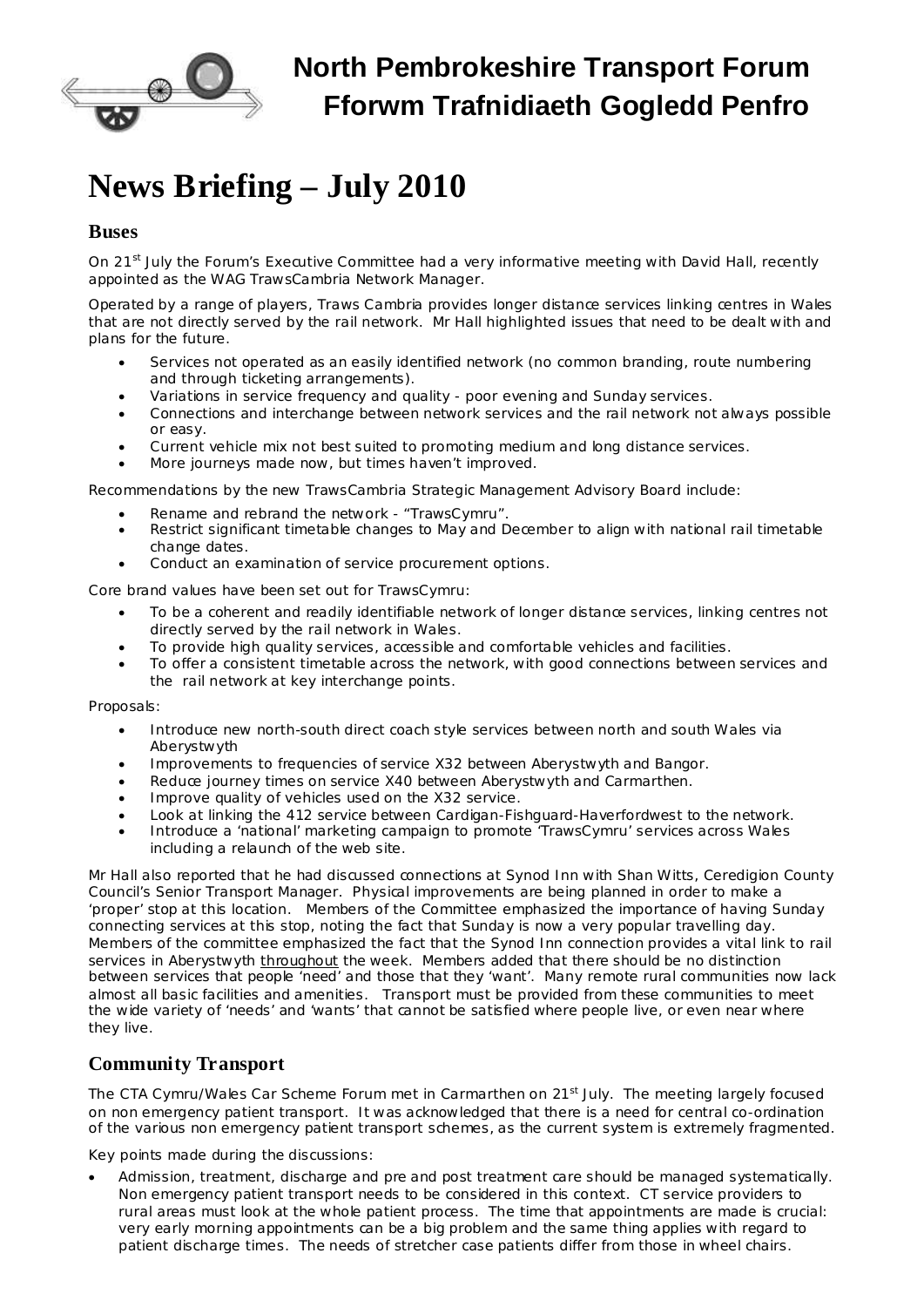# North Pembrokeshire Transport Forum
# Fforwm Trafnidiaeth Gogledd Penfro

# News Briefing – July 2010

## Buses

On 21st July the Forum's Executive Committee had a very informative meeting with David Hall, recently appointed as the WAG TrawsCambria Network Manager.

Operated by a range of players, Traws Cambria provides longer distance services linking centres in Wales that are not directly served by the rail network. Mr Hall highlighted issues that need to be dealt with and plans for the future.

- Services not operated as an easily identified network (no common branding, route numbering and through ticketing arrangements).
- Variations in service frequency and quality - poor evening and Sunday services.
- Connections and interchange between network services and the rail network not always possible or easy.
- Current vehicle mix not best suited to promoting medium and long distance services.
- More journeys made now, but times haven't improved.

Recommendations by the new TrawsCambria Strategic Management Advisory Board include:

- Rename and rebrand the network - "TrawsCymru".
- Restrict significant timetable changes to May and December to align with national rail timetable change dates.
- Conduct an examination of service procurement options.

Core brand values have been set out for TrawsCymru:

- To be a coherent and readily identifiable network of longer distance services, linking centres not directly served by the rail network in Wales.
- To provide high quality services, accessible and comfortable vehicles and facilities.
- To offer a consistent timetable across the network, with good connections between services and the rail network at key interchange points.

Proposals:

- Introduce new north-south direct coach style services between north and south Wales via Aberystwyth
- Improvements to frequencies of service X32 between Aberystwyth and Bangor.
- Reduce journey times on service X40 between Aberystwyth and Carmarthen.
- Improve quality of vehicles used on the X32 service.
- Look at linking the 412 service between Cardigan-Fishguard-Haverfordwest to the network.
- Introduce a 'national' marketing campaign to promote 'TrawsCymru' services across Wales including a relaunch of the web site.

Mr Hall also reported that he had discussed connections at Synod Inn with Shan Witts, Ceredigion County Council's Senior Transport Manager. Physical improvements are being planned in order to make a 'proper' stop at this location. Members of the Committee emphasized the importance of having Sunday connecting services at this stop, noting the fact that Sunday is now a very popular travelling day. Members of the committee emphasized the fact that the Synod Inn connection provides a vital link to rail services in Aberystwyth throughout the week. Members added that there should be no distinction between services that people 'need' and those that they 'want'. Many remote rural communities now lack almost all basic facilities and amenities. Transport must be provided from these communities to meet the wide variety of 'needs' and 'wants' that cannot be satisfied where people live, or even near where they live.

## Community Transport

The CTA Cymru/Wales Car Scheme Forum met in Carmarthen on 21st July. The meeting largely focused on non emergency patient transport. It was acknowledged that there is a need for central co-ordination of the various non emergency patient transport schemes, as the current system is extremely fragmented.

Key points made during the discussions:

- Admission, treatment, discharge and pre and post treatment care should be managed systematically. Non emergency patient transport needs to be considered in this context. CT service providers to rural areas must look at the whole patient process. The time that appointments are made is crucial: very early morning appointments can be a big problem and the same thing applies with regard to patient discharge times. The needs of stretcher case patients differ from those in wheel chairs.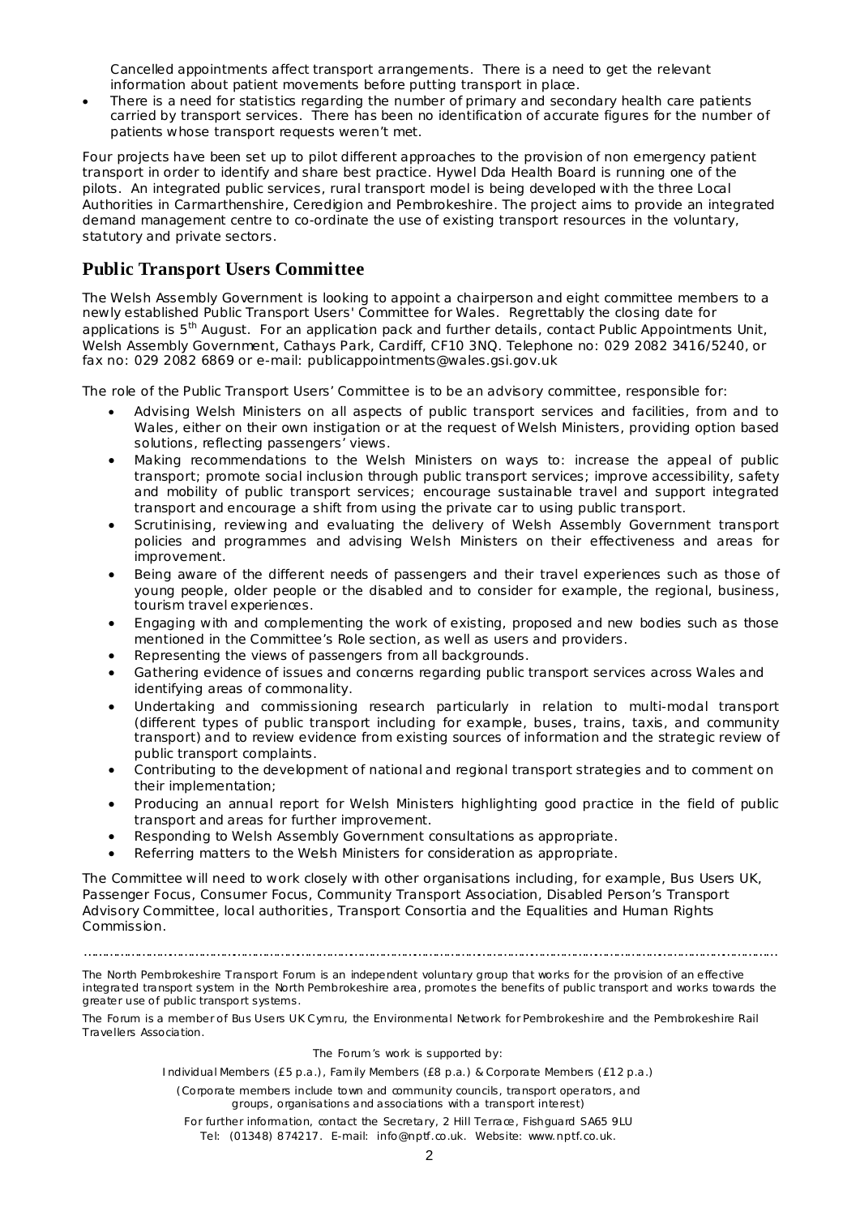Cancelled appointments affect transport arrangements. There is a need to get the relevant information about patient movements before putting transport in place.

- There is a need for statistics regarding the number of primary and secondary health care patients carried by transport services. There has been no identification of accurate figures for the number of patients whose transport requests weren't met.

Four projects have been set up to pilot different approaches to the provision of non emergency patient transport in order to identify and share best practice. Hywel Dda Health Board is running one of the pilots. An integrated public services, rural transport model is being developed with the three Local Authorities in Carmarthenshire, Ceredigion and Pembrokeshire. The project aims to provide an integrated demand management centre to co-ordinate the use of existing transport resources in the voluntary, statutory and private sectors.

## Public Transport Users Committee

The Welsh Assembly Government is looking to appoint a chairperson and eight committee members to a newly established Public Transport Users' Committee for Wales. Regrettably the closing date for applications is 5th August. For an application pack and further details, contact Public Appointments Unit, Welsh Assembly Government, Cathays Park, Cardiff, CF10 3NQ. Telephone no: 029 2082 3416/5240, or fax no: 029 2082 6869 or e-mail: publicappointments@wales.gsi.gov.uk

The role of the Public Transport Users' Committee is to be an advisory committee, responsible for:

- Advising Welsh Ministers on all aspects of public transport services and facilities, from and to Wales, either on their own instigation or at the request of Welsh Ministers, providing option based solutions, reflecting passengers' views.
- Making recommendations to the Welsh Ministers on ways to: increase the appeal of public transport; promote social inclusion through public transport services; improve accessibility, safety and mobility of public transport services; encourage sustainable travel and support integrated transport and encourage a shift from using the private car to using public transport.
- Scrutinising, reviewing and evaluating the delivery of Welsh Assembly Government transport policies and programmes and advising Welsh Ministers on their effectiveness and areas for improvement.
- Being aware of the different needs of passengers and their travel experiences such as those of young people, older people or the disabled and to consider for example, the regional, business, tourism travel experiences.
- Engaging with and complementing the work of existing, proposed and new bodies such as those mentioned in the Committee's Role section, as well as users and providers.
- Representing the views of passengers from all backgrounds.
- Gathering evidence of issues and concerns regarding public transport services across Wales and identifying areas of commonality.
- Undertaking and commissioning research particularly in relation to multi-modal transport (different types of public transport including for example, buses, trains, taxis, and community transport) and to review evidence from existing sources of information and the strategic review of public transport complaints.
- Contributing to the development of national and regional transport strategies and to comment on their implementation;
- Producing an annual report for Welsh Ministers highlighting good practice in the field of public transport and areas for further improvement.
- Responding to Welsh Assembly Government consultations as appropriate.
- Referring matters to the Welsh Ministers for consideration as appropriate.

The Committee will need to work closely with other organisations including, for example, Bus Users UK, Passenger Focus, Consumer Focus, Community Transport Association, Disabled Person's Transport Advisory Committee, local authorities, Transport Consortia and the Equalities and Human Rights Commission.

---

*The North Pembrokeshire Transport Forum is an independent voluntary group that works for the provision of an effective integrated transport system in the North Pembrokeshire area, promotes the benefits of public transport and works towards the greater use of public transport systems.*

*The Forum is a member of Bus Users UK Cymru, the Environmental Network for Pembrokeshire and the Pembrokeshire Rail Travellers Association.*

*The Forum's work is supported by:*

*Individual Members (£5 p.a.), Family Members (£8 p.a.) & Corporate Members (£12 p.a.)*

*(Corporate members include town and community councils, transport operators, and groups, organisations and associations with a transport interest)*

*For further information, contact the Secretary, 2 Hill Terrace, Fishguard SA65 9LU*
*Tel: (01348) 874217. E-mail: info@nptf.co.uk. Website: www.nptf.co.uk.*